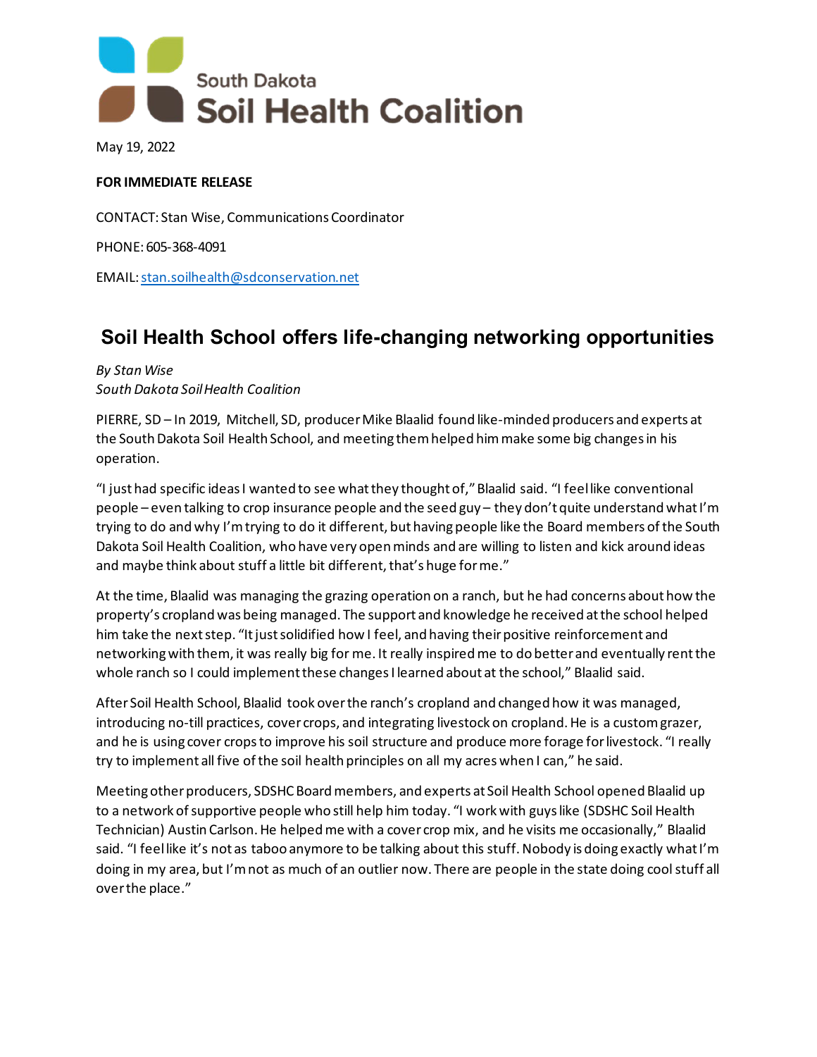South Dakota
Soil Health Coalition

May 19, 2022

**FOR IMMEDIATE RELEASE**

CONTACT: Stan Wise, Communications Coordinator

PHONE: 605-368-4091

EMAIL: stan.soilhealth@sdconservation.net

## Soil Health School offers life-changing networking opportunities

*By Stan Wise*
*South Dakota Soil Health Coalition*

PIERRE, SD – In 2019, Mitchell, SD, producer Mike Blaalid found like-minded producers and experts at the South Dakota Soil Health School, and meeting them helped him make some big changes in his operation.

"I just had specific ideas I wanted to see what they thought of," Blaalid said. "I feel like conventional people – even talking to crop insurance people and the seed guy – they don't quite understand what I'm trying to do and why I'm trying to do it different, but having people like the Board members of the South Dakota Soil Health Coalition, who have very open minds and are willing to listen and kick around ideas and maybe think about stuff a little bit different, that's huge for me."

At the time, Blaalid was managing the grazing operation on a ranch, but he had concerns about how the property's cropland was being managed. The support and knowledge he received at the school helped him take the next step. "It just solidified how I feel, and having their positive reinforcement and networking with them, it was really big for me. It really inspired me to do better and eventually rent the whole ranch so I could implement these changes I learned about at the school," Blaalid said.

After Soil Health School, Blaalid took over the ranch's cropland and changed how it was managed, introducing no-till practices, cover crops, and integrating livestock on cropland. He is a custom grazer, and he is using cover crops to improve his soil structure and produce more forage for livestock. "I really try to implement all five of the soil health principles on all my acres when I can," he said.

Meeting other producers, SDSHC Board members, and experts at Soil Health School opened Blaalid up to a network of supportive people who still help him today. "I work with guys like (SDSHC Soil Health Technician) Austin Carlson. He helped me with a cover crop mix, and he visits me occasionally," Blaalid said. "I feel like it's not as taboo anymore to be talking about this stuff. Nobody is doing exactly what I'm doing in my area, but I'm not as much of an outlier now. There are people in the state doing cool stuff all over the place."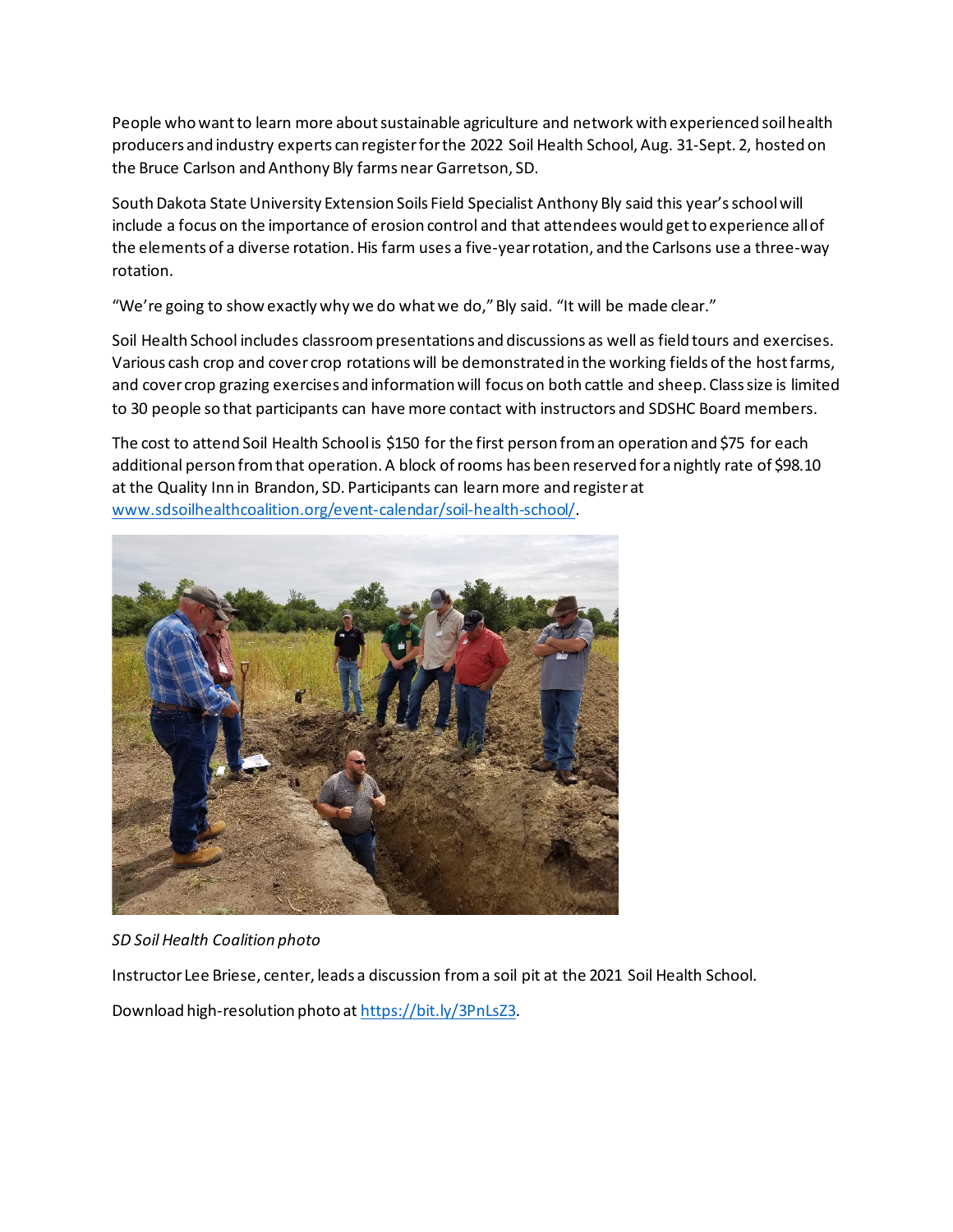People who want to learn more about sustainable agriculture and network with experienced soil health producers and industry experts can register for the 2022 Soil Health School, Aug. 31-Sept. 2, hosted on the Bruce Carlson and Anthony Bly farms near Garretson, SD.

South Dakota State University Extension Soils Field Specialist Anthony Bly said this year's school will include a focus on the importance of erosion control and that attendees would get to experience all of the elements of a diverse rotation. His farm uses a five-year rotation, and the Carlsons use a three-way rotation.

"We're going to show exactly why we do what we do," Bly said. "It will be made clear."

Soil Health School includes classroom presentations and discussions as well as field tours and exercises. Various cash crop and cover crop rotations will be demonstrated in the working fields of the host farms, and cover crop grazing exercises and information will focus on both cattle and sheep. Class size is limited to 30 people so that participants can have more contact with instructors and SDSHC Board members.

The cost to attend Soil Health School is $150 for the first person from an operation and $75 for each additional person from that operation. A block of rooms has been reserved for a nightly rate of $98.10 at the Quality Inn in Brandon, SD. Participants can learn more and register at www.sdsoilhealthcoalition.org/event-calendar/soil-health-school/.

*SD Soil Health Coalition photo*

Instructor Lee Briese, center, leads a discussion from a soil pit at the 2021 Soil Health School.

Download high-resolution photo at https://bit.ly/3PnLsZ3.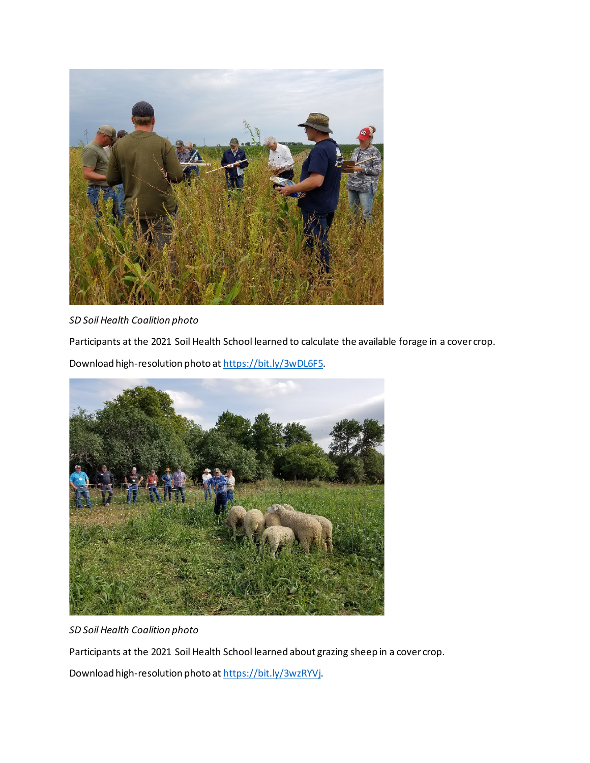*SD Soil Health Coalition photo*

Participants at the 2021 Soil Health School learned to calculate the available forage in a cover crop.

Download high-resolution photo at https://bit.ly/3wDL6F5.

*SD Soil Health Coalition photo*

Participants at the 2021 Soil Health School learned about grazing sheep in a cover crop.

Download high-resolution photo at https://bit.ly/3wzRYVj.